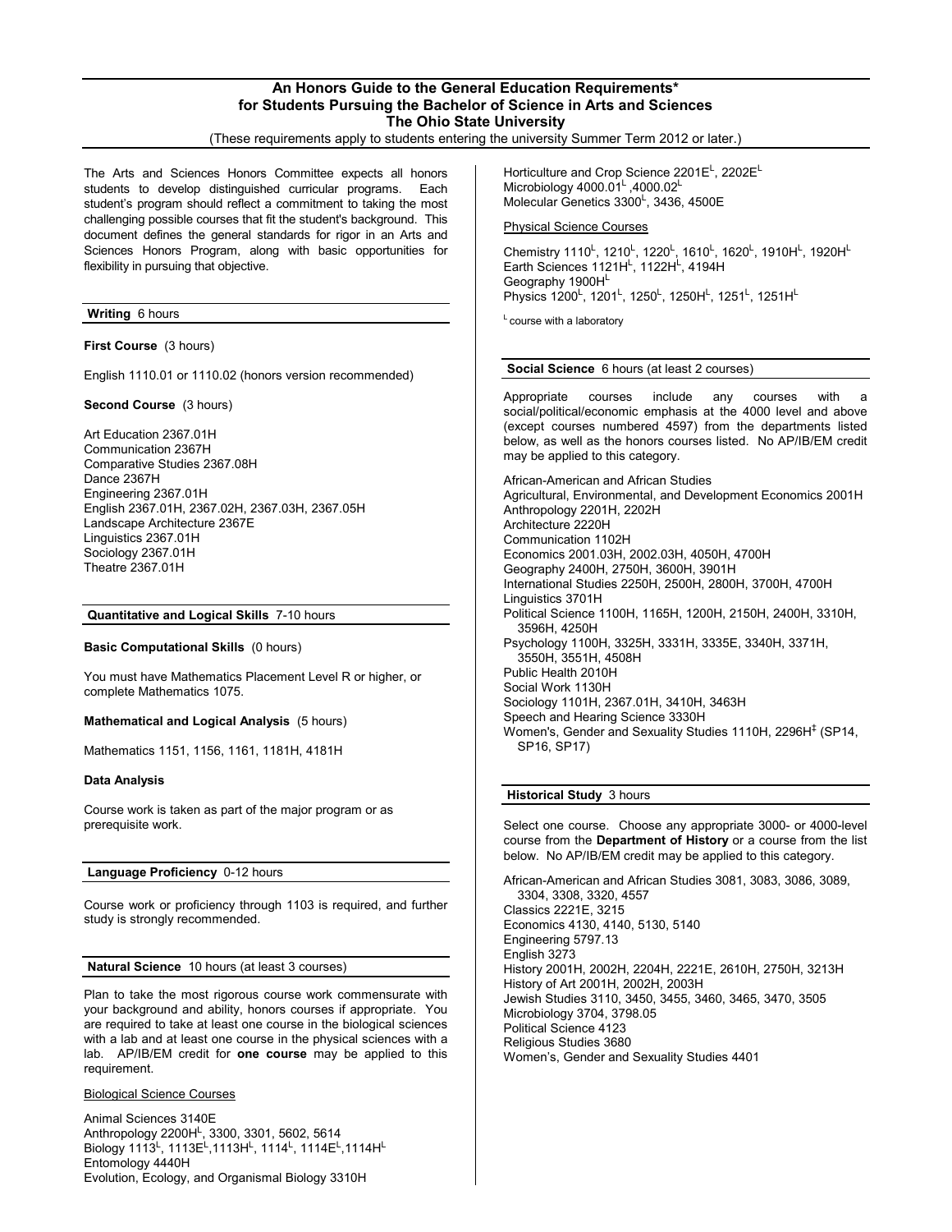# An Honors Guide to the General Education Requirements* for Students Pursuing the Bachelor of Science in Arts and Sciences
## The Ohio State University

(These requirements apply to students entering the university Summer Term 2012 or later.)

The Arts and Sciences Honors Committee expects all honors students to develop distinguished curricular programs. Each student's program should reflect a commitment to taking the most challenging possible courses that fit the student's background. This document defines the general standards for rigor in an Arts and Sciences Honors Program, along with basic opportunities for flexibility in pursuing that objective.

## Writing 6 hours

**First Course** (3 hours)

English 1110.01 or 1110.02 (honors version recommended)

**Second Course** (3 hours)

Art Education 2367.01H
Communication 2367H
Comparative Studies 2367.08H
Dance 2367H
Engineering 2367.01H
English 2367.01H, 2367.02H, 2367.03H, 2367.05H
Landscape Architecture 2367E
Linguistics 2367.01H
Sociology 2367.01H
Theatre 2367.01H

## Quantitative and Logical Skills 7-10 hours

**Basic Computational Skills** (0 hours)

You must have Mathematics Placement Level R or higher, or complete Mathematics 1075.

**Mathematical and Logical Analysis** (5 hours)

Mathematics 1151, 1156, 1161, 1181H, 4181H

**Data Analysis**

Course work is taken as part of the major program or as prerequisite work.

## Language Proficiency 0-12 hours

Course work or proficiency through 1103 is required, and further study is strongly recommended.

## Natural Science 10 hours (at least 3 courses)

Plan to take the most rigorous course work commensurate with your background and ability, honors courses if appropriate. You are required to take at least one course in the biological sciences with a lab and at least one course in the physical sciences with a lab. AP/IB/EM credit for **one course** may be applied to this requirement.

Biological Science Courses

Animal Sciences 3140E
Anthropology 2200H^L, 3300, 3301, 5602, 5614
Biology 1113^L, 1113E^L, 1113H^L, 1114^L, 1114E^L, 1114H^L
Entomology 4440H
Evolution, Ecology, and Organismal Biology 3310H
Horticulture and Crop Science 2201E^L, 2202E^L
Microbiology 4000.01^L, 4000.02^L
Molecular Genetics 3300^L, 3436, 4500E

Physical Science Courses

Chemistry 1110^L, 1210^L, 1220^L, 1610^L, 1620^L, 1910H^L, 1920H^L
Earth Sciences 1121H^L, 1122H^L, 4194H
Geography 1900H^L
Physics 1200^L, 1201^L, 1250^L, 1250H^L, 1251^L, 1251H^L

^L course with a laboratory

## Social Science 6 hours (at least 2 courses)

Appropriate courses include any courses with a social/political/economic emphasis at the 4000 level and above (except courses numbered 4597) from the departments listed below, as well as the honors courses listed. No AP/IB/EM credit may be applied to this category.

African-American and African Studies
Agricultural, Environmental, and Development Economics 2001H
Anthropology 2201H, 2202H
Architecture 2220H
Communication 1102H
Economics 2001.03H, 2002.03H, 4050H, 4700H
Geography 2400H, 2750H, 3600H, 3901H
International Studies 2250H, 2500H, 2800H, 3700H, 4700H
Linguistics 3701H
Political Science 1100H, 1165H, 1200H, 2150H, 2400H, 3310H, 3596H, 4250H
Psychology 1100H, 3325H, 3331H, 3335E, 3340H, 3371H, 3550H, 3551H, 4508H
Public Health 2010H
Social Work 1130H
Sociology 1101H, 2367.01H, 3410H, 3463H
Speech and Hearing Science 3330H
Women's, Gender and Sexuality Studies 1110H, 2296H‡ (SP14, SP16, SP17)

## Historical Study 3 hours

Select one course. Choose any appropriate 3000- or 4000-level course from the **Department of History** or a course from the list below. No AP/IB/EM credit may be applied to this category.

African-American and African Studies 3081, 3083, 3086, 3089, 3304, 3308, 3320, 4557
Classics 2221E, 3215
Economics 4130, 4140, 5130, 5140
Engineering 5797.13
English 3273
History 2001H, 2002H, 2204H, 2221E, 2610H, 2750H, 3213H
History of Art 2001H, 2002H, 2003H
Jewish Studies 3110, 3450, 3455, 3460, 3465, 3470, 3505
Microbiology 3704, 3798.05
Political Science 4123
Religious Studies 3680
Women's, Gender and Sexuality Studies 4401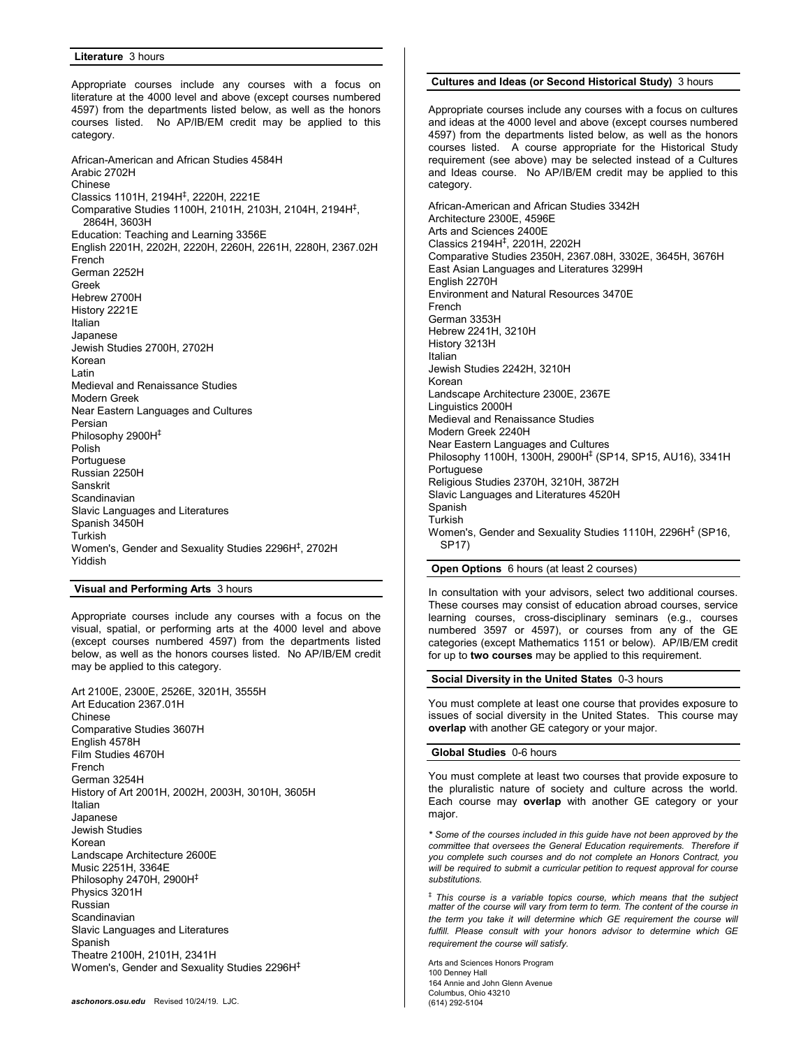### Literature 3 hours

Appropriate courses include any courses with a focus on literature at the 4000 level and above (except courses numbered 4597) from the departments listed below, as well as the honors courses listed. No AP/IB/EM credit may be applied to this category.

African-American and African Studies 4584H
Arabic 2702H
Chinese
Classics 1101H, 2194H‡, 2220H, 2221E
Comparative Studies 1100H, 2101H, 2103H, 2104H, 2194H‡, 2864H, 3603H
Education: Teaching and Learning 3356E
English 2201H, 2202H, 2220H, 2260H, 2261H, 2280H, 2367.02H
French
German 2252H
Greek
Hebrew 2700H
History 2221E
Italian
Japanese
Jewish Studies 2700H, 2702H
Korean
Latin
Medieval and Renaissance Studies
Modern Greek
Near Eastern Languages and Cultures
Persian
Philosophy 2900H‡
Polish
Portuguese
Russian 2250H
Sanskrit
Scandinavian
Slavic Languages and Literatures
Spanish 3450H
Turkish
Women's, Gender and Sexuality Studies 2296H‡, 2702H
Yiddish

### Visual and Performing Arts 3 hours

Appropriate courses include any courses with a focus on the visual, spatial, or performing arts at the 4000 level and above (except courses numbered 4597) from the departments listed below, as well as the honors courses listed. No AP/IB/EM credit may be applied to this category.

Art 2100E, 2300E, 2526E, 3201H, 3555H
Art Education 2367.01H
Chinese
Comparative Studies 3607H
English 4578H
Film Studies 4670H
French
German 3254H
History of Art 2001H, 2002H, 2003H, 3010H, 3605H
Italian
Japanese
Jewish Studies
Korean
Landscape Architecture 2600E
Music 2251H, 3364E
Philosophy 2470H, 2900H‡
Physics 3201H
Russian
Scandinavian
Slavic Languages and Literatures
Spanish
Theatre 2100H, 2101H, 2341H
Women's, Gender and Sexuality Studies 2296H‡

### Cultures and Ideas (or Second Historical Study) 3 hours

Appropriate courses include any courses with a focus on cultures and ideas at the 4000 level and above (except courses numbered 4597) from the departments listed below, as well as the honors courses listed. A course appropriate for the Historical Study requirement (see above) may be selected instead of a Cultures and Ideas course. No AP/IB/EM credit may be applied to this category.

African-American and African Studies 3342H
Architecture 2300E, 4596E
Arts and Sciences 2400E
Classics 2194H‡, 2201H, 2202H
Comparative Studies 2350H, 2367.08H, 3302E, 3645H, 3676H
East Asian Languages and Literatures 3299H
English 2270H
Environment and Natural Resources 3470E
French
German 3353H
Hebrew 2241H, 3210H
History 3213H
Italian
Jewish Studies 2242H, 3210H
Korean
Landscape Architecture 2300E, 2367E
Linguistics 2000H
Medieval and Renaissance Studies
Modern Greek 2240H
Near Eastern Languages and Cultures
Philosophy 1100H, 1300H, 2900H‡ (SP14, SP15, AU16), 3341H
Portuguese
Religious Studies 2370H, 3210H, 3872H
Slavic Languages and Literatures 4520H
Spanish
Turkish
Women's, Gender and Sexuality Studies 1110H, 2296H‡ (SP16, SP17)

### Open Options 6 hours (at least 2 courses)

In consultation with your advisors, select two additional courses. These courses may consist of education abroad courses, service learning courses, cross-disciplinary seminars (e.g., courses numbered 3597 or 4597), or courses from any of the GE categories (except Mathematics 1151 or below). AP/IB/EM credit for up to **two courses** may be applied to this requirement.

### Social Diversity in the United States 0-3 hours

You must complete at least one course that provides exposure to issues of social diversity in the United States. This course may **overlap** with another GE category or your major.

### Global Studies 0-6 hours

You must complete at least two courses that provide exposure to the pluralistic nature of society and culture across the world. Each course may **overlap** with another GE category or your major.

*** *Some of the courses included in this guide have not been approved by the committee that oversees the General Education requirements. Therefore if you complete such courses and do not complete an Honors Contract, you will be required to submit a curricular petition to request approval for course substitutions.***

‡ *This course is a variable topics course, which means that the subject matter of the course will vary from term to term. The content of the course in the term you take it will determine which GE requirement the course will fulfill. Please consult with your honors advisor to determine which GE requirement the course will satisfy.*

Arts and Sciences Honors Program
100 Denney Hall
164 Annie and John Glenn Avenue
Columbus, Ohio 43210
(614) 292-5104

*aschonors.osu.edu* Revised 10/24/19. LJC.